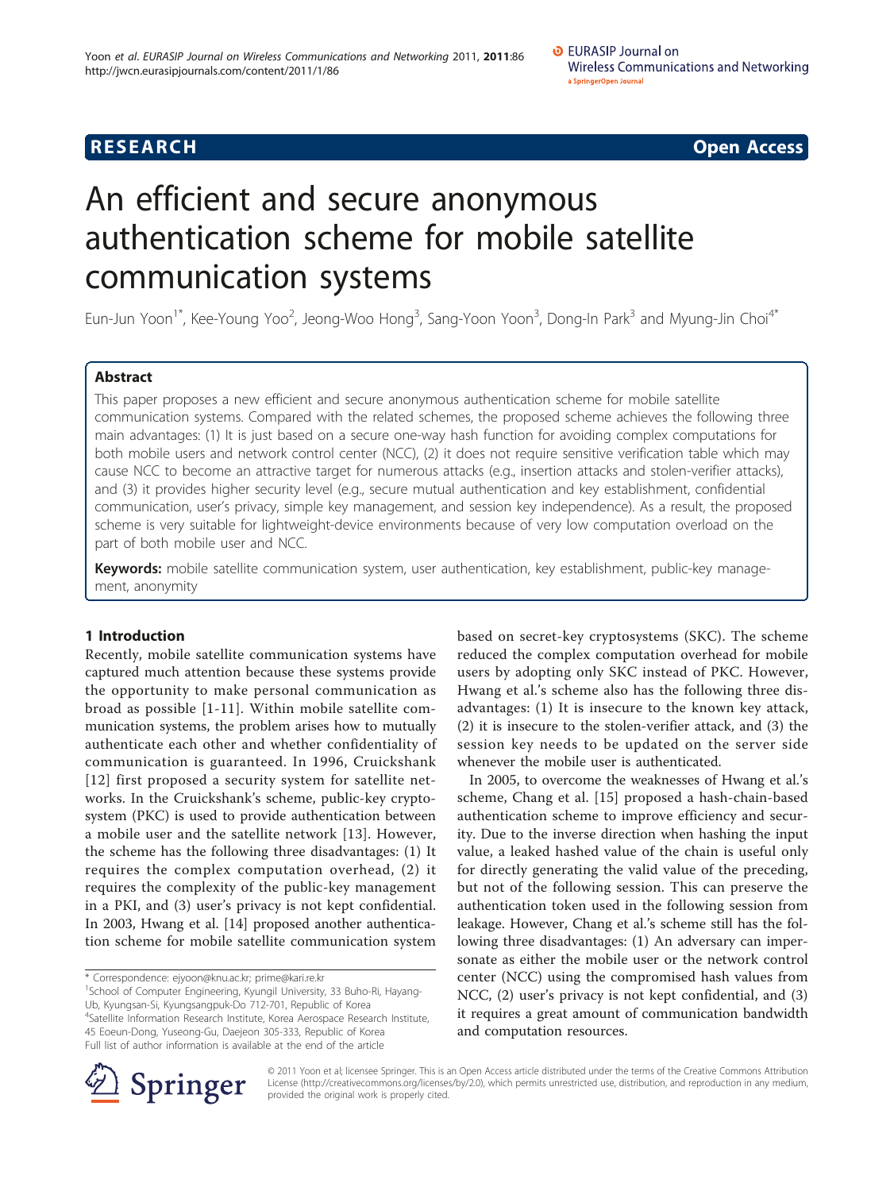RESEARCH Open Access

# An efficient and secure anonymous authentication scheme for mobile satellite communication systems

Eun-Jun Yoon[1*], Kee-Young Yoo[2], Jeong-Woo Hong[3], Sang-Yoon Yoon[3], Dong-In Park[3] and Myung-Jin Choi[4*]

## Abstract

This paper proposes a new efficient and secure anonymous authentication scheme for mobile satellite communication systems. Compared with the related schemes, the proposed scheme achieves the following three main advantages: (1) It is just based on a secure one-way hash function for avoiding complex computations for both mobile users and network control center (NCC), (2) it does not require sensitive verification table which may cause NCC to become an attractive target for numerous attacks (e.g., insertion attacks and stolen-verifier attacks), and (3) it provides higher security level (e.g., secure mutual authentication and key establishment, confidential communication, user's privacy, simple key management, and session key independence). As a result, the proposed scheme is very suitable for lightweight-device environments because of very low computation overload on the part of both mobile user and NCC.

**Keywords:** mobile satellite communication system, user authentication, key establishment, public-key management, anonymity

## 1 Introduction

Recently, mobile satellite communication systems have captured much attention because these systems provide the opportunity to make personal communication as broad as possible [1-11]. Within mobile satellite communication systems, the problem arises how to mutually authenticate each other and whether confidentiality of communication is guaranteed. In 1996, Cruickshank [12] first proposed a security system for satellite networks. In the Cruickshank's scheme, public-key cryptosystem (PKC) is used to provide authentication between a mobile user and the satellite network [13]. However, the scheme has the following three disadvantages: (1) It requires the complex computation overhead, (2) it requires the complexity of the public-key management in a PKI, and (3) user's privacy is not kept confidential. In 2003, Hwang et al. [14] proposed another authentication scheme for mobile satellite communication system based on secret-key cryptosystems (SKC). The scheme reduced the complex computation overhead for mobile users by adopting only SKC instead of PKC. However, Hwang et al.'s scheme also has the following three disadvantages: (1) It is insecure to the known key attack, (2) it is insecure to the stolen-verifier attack, and (3) the session key needs to be updated on the server side whenever the mobile user is authenticated.

In 2005, to overcome the weaknesses of Hwang et al.'s scheme, Chang et al. [15] proposed a hash-chain-based authentication scheme to improve efficiency and security. Due to the inverse direction when hashing the input value, a leaked hashed value of the chain is useful only for directly generating the valid value of the preceding, but not of the following session. This can preserve the authentication token used in the following session from leakage. However, Chang et al.'s scheme still has the following three disadvantages: (1) An adversary can impersonate as either the mobile user or the network control center (NCC) using the compromised hash values from NCC, (2) user's privacy is not kept confidential, and (3) it requires a great amount of communication bandwidth and computation resources.

\* Correspondence: ejyoon@knu.ac.kr; prime@kari.re.kr
[1]School of Computer Engineering, Kyungil University, 33 Buho-Ri, Hayang-Ub, Kyungsan-Si, Kyungsangpuk-Do 712-701, Republic of Korea
[4]Satellite Information Research Institute, Korea Aerospace Research Institute, 45 Eoeun-Dong, Yuseong-Gu, Daejeon 305-333, Republic of Korea
Full list of author information is available at the end of the article

© 2011 Yoon et al; licensee Springer. This is an Open Access article distributed under the terms of the Creative Commons Attribution License (http://creativecommons.org/licenses/by/2.0), which permits unrestricted use, distribution, and reproduction in any medium, provided the original work is properly cited.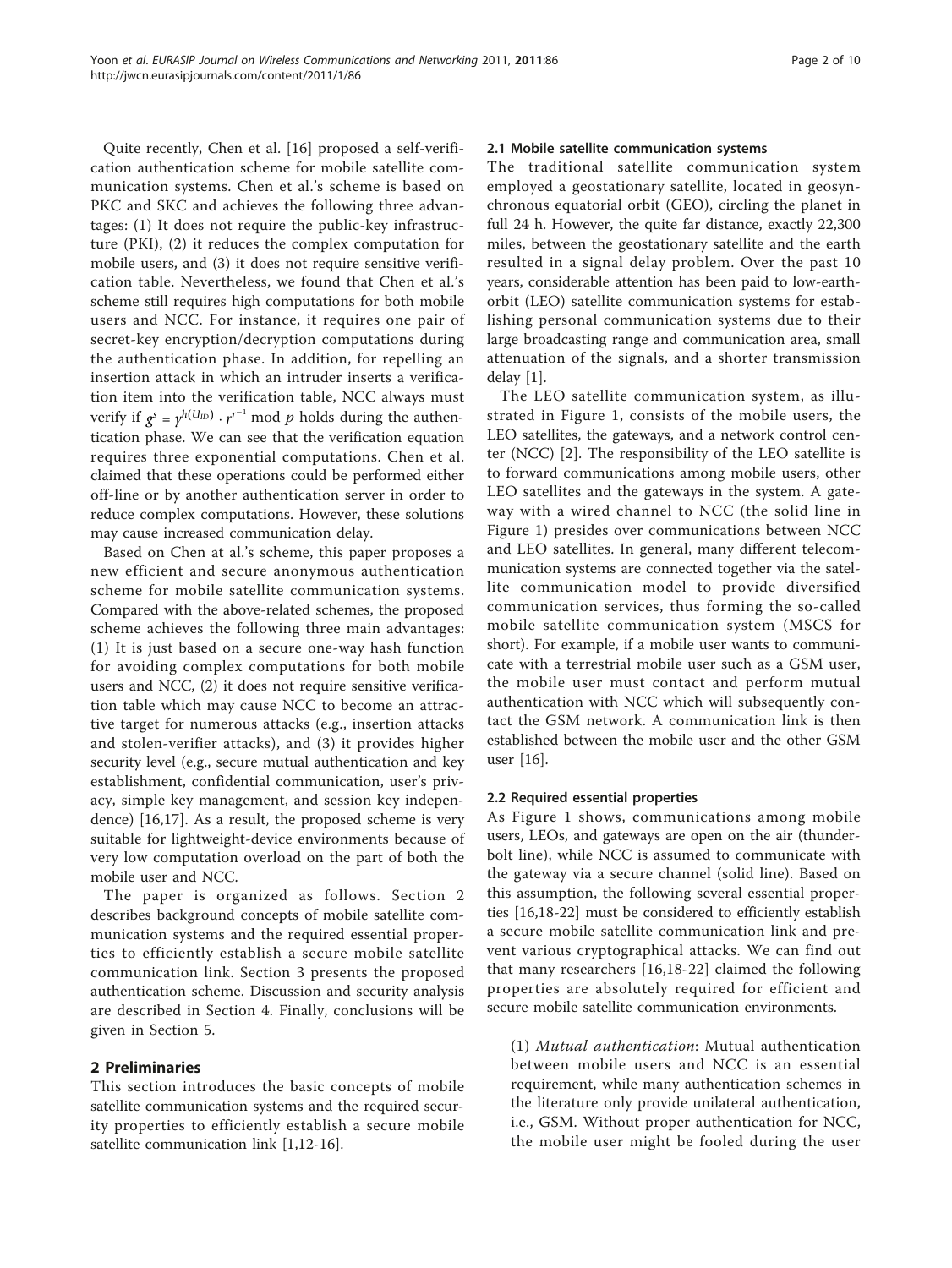Quite recently, Chen et al. [16] proposed a self-verification authentication scheme for mobile satellite communication systems. Chen et al.'s scheme is based on PKC and SKC and achieves the following three advantages: (1) It does not require the public-key infrastructure (PKI), (2) it reduces the complex computation for mobile users, and (3) it does not require sensitive verification table. Nevertheless, we found that Chen et al.'s scheme still requires high computations for both mobile users and NCC. For instance, it requires one pair of secret-key encryption/decryption computations during the authentication phase. In addition, for repelling an insertion attack in which an intruder inserts a verification item into the verification table, NCC always must verify if $g^s = y^{h(U_{ID})} \cdot r^{r^{-1}} \bmod p$ holds during the authentication phase. We can see that the verification equation requires three exponential computations. Chen et al. claimed that these operations could be performed either off-line or by another authentication server in order to reduce complex computations. However, these solutions may cause increased communication delay.

Based on Chen at al.'s scheme, this paper proposes a new efficient and secure anonymous authentication scheme for mobile satellite communication systems. Compared with the above-related schemes, the proposed scheme achieves the following three main advantages: (1) It is just based on a secure one-way hash function for avoiding complex computations for both mobile users and NCC, (2) it does not require sensitive verification table which may cause NCC to become an attractive target for numerous attacks (e.g., insertion attacks and stolen-verifier attacks), and (3) it provides higher security level (e.g., secure mutual authentication and key establishment, confidential communication, user's privacy, simple key management, and session key independence) [16,17]. As a result, the proposed scheme is very suitable for lightweight-device environments because of very low computation overload on the part of both the mobile user and NCC.

The paper is organized as follows. Section 2 describes background concepts of mobile satellite communication systems and the required essential properties to efficiently establish a secure mobile satellite communication link. Section 3 presents the proposed authentication scheme. Discussion and security analysis are described in Section 4. Finally, conclusions will be given in Section 5.

## 2 Preliminaries

This section introduces the basic concepts of mobile satellite communication systems and the required security properties to efficiently establish a secure mobile satellite communication link [1,12-16].

### 2.1 Mobile satellite communication systems

The traditional satellite communication system employed a geostationary satellite, located in geosynchronous equatorial orbit (GEO), circling the planet in full 24 h. However, the quite far distance, exactly 22,300 miles, between the geostationary satellite and the earth resulted in a signal delay problem. Over the past 10 years, considerable attention has been paid to low-earth-orbit (LEO) satellite communication systems for establishing personal communication systems due to their large broadcasting range and communication area, small attenuation of the signals, and a shorter transmission delay [1].

The LEO satellite communication system, as illustrated in Figure 1, consists of the mobile users, the LEO satellites, the gateways, and a network control center (NCC) [2]. The responsibility of the LEO satellite is to forward communications among mobile users, other LEO satellites and the gateways in the system. A gateway with a wired channel to NCC (the solid line in Figure 1) presides over communications between NCC and LEO satellites. In general, many different telecommunication systems are connected together via the satellite communication model to provide diversified communication services, thus forming the so-called mobile satellite communication system (MSCS for short). For example, if a mobile user wants to communicate with a terrestrial mobile user such as a GSM user, the mobile user must contact and perform mutual authentication with NCC which will subsequently contact the GSM network. A communication link is then established between the mobile user and the other GSM user [16].

### 2.2 Required essential properties

As Figure 1 shows, communications among mobile users, LEOs, and gateways are open on the air (thunderbolt line), while NCC is assumed to communicate with the gateway via a secure channel (solid line). Based on this assumption, the following several essential properties [16,18-22] must be considered to efficiently establish a secure mobile satellite communication link and prevent various cryptographical attacks. We can find out that many researchers [16,18-22] claimed the following properties are absolutely required for efficient and secure mobile satellite communication environments.

(1) *Mutual authentication*: Mutual authentication between mobile users and NCC is an essential requirement, while many authentication schemes in the literature only provide unilateral authentication, i.e., GSM. Without proper authentication for NCC, the mobile user might be fooled during the user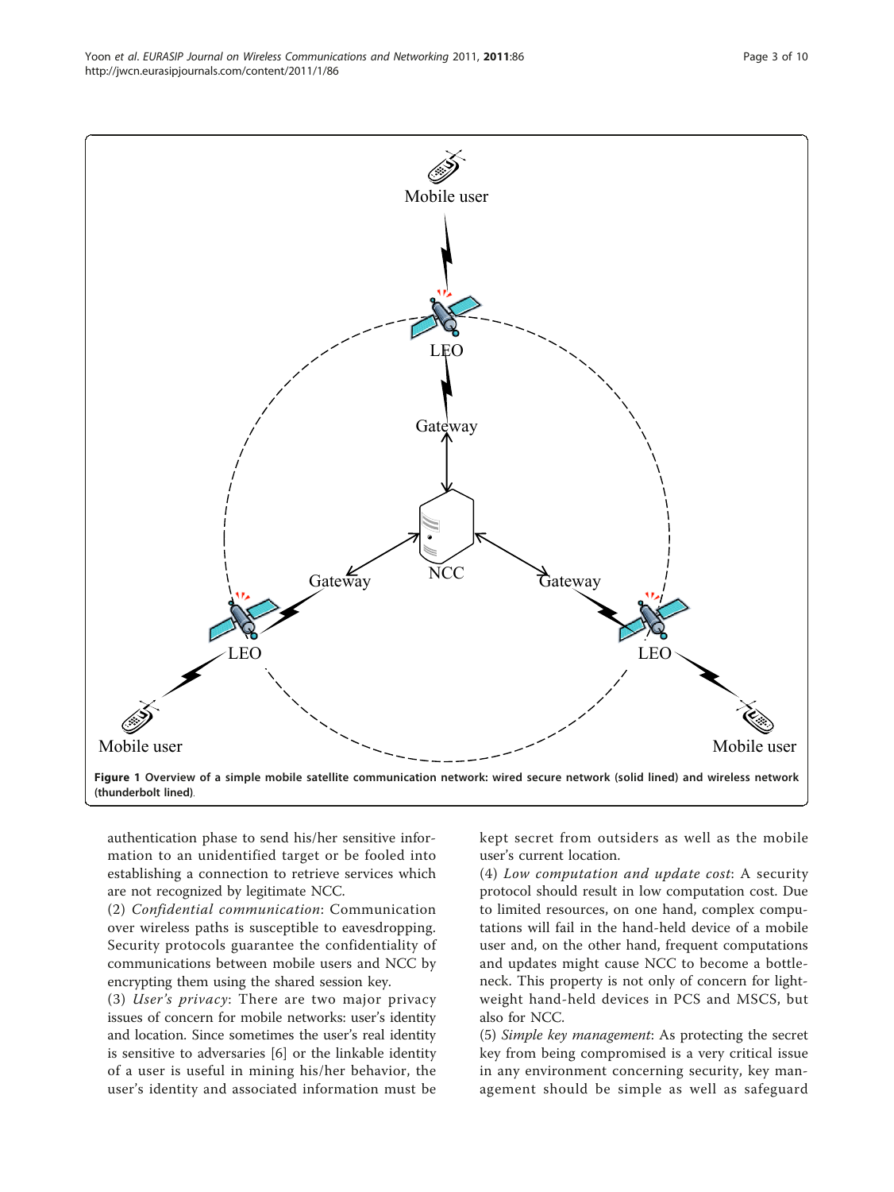Figure 1 Overview of a simple mobile satellite communication network: wired secure network (solid lined) and wireless network (thunderbolt lined).

authentication phase to send his/her sensitive information to an unidentified target or be fooled into establishing a connection to retrieve services which are not recognized by legitimate NCC.

(2) *Confidential communication*: Communication over wireless paths is susceptible to eavesdropping. Security protocols guarantee the confidentiality of communications between mobile users and NCC by encrypting them using the shared session key.

(3) *User's privacy*: There are two major privacy issues of concern for mobile networks: user's identity and location. Since sometimes the user's real identity is sensitive to adversaries [6] or the linkable identity of a user is useful in mining his/her behavior, the user's identity and associated information must be kept secret from outsiders as well as the mobile user's current location.

(4) *Low computation and update cost*: A security protocol should result in low computation cost. Due to limited resources, on one hand, complex computations will fail in the hand-held device of a mobile user and, on the other hand, frequent computations and updates might cause NCC to become a bottleneck. This property is not only of concern for lightweight hand-held devices in PCS and MSCS, but also for NCC.

(5) *Simple key management*: As protecting the secret key from being compromised is a very critical issue in any environment concerning security, key management should be simple as well as safeguard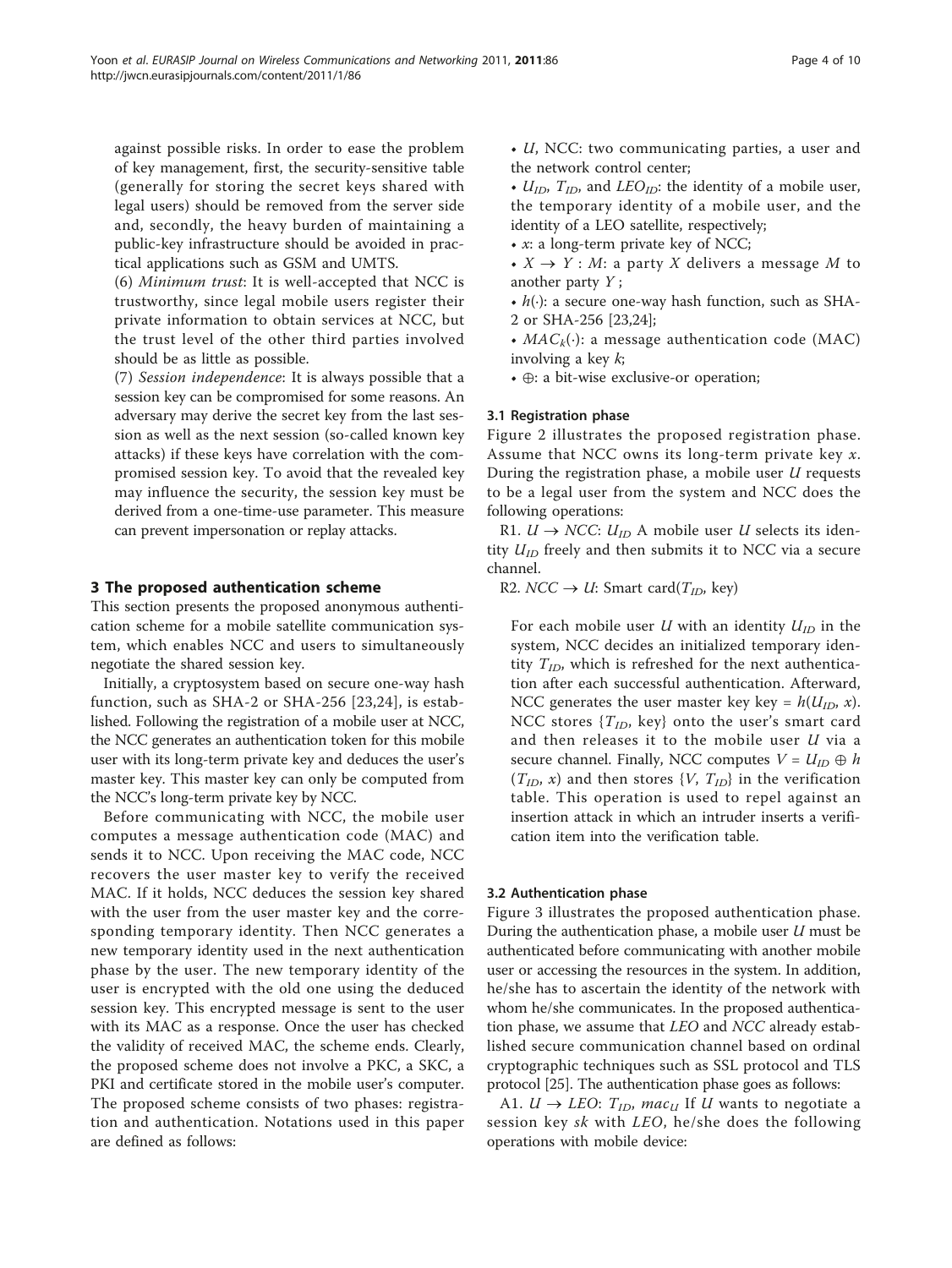against possible risks. In order to ease the problem of key management, first, the security-sensitive table (generally for storing the secret keys shared with legal users) should be removed from the server side and, secondly, the heavy burden of maintaining a public-key infrastructure should be avoided in practical applications such as GSM and UMTS.

(6) *Minimum trust*: It is well-accepted that NCC is trustworthy, since legal mobile users register their private information to obtain services at NCC, but the trust level of the other third parties involved should be as little as possible.

(7) *Session independence*: It is always possible that a session key can be compromised for some reasons. An adversary may derive the secret key from the last session as well as the next session (so-called known key attacks) if these keys have correlation with the compromised session key. To avoid that the revealed key may influence the security, the session key must be derived from a one-time-use parameter. This measure can prevent impersonation or replay attacks.

## 3 The proposed authentication scheme

This section presents the proposed anonymous authentication scheme for a mobile satellite communication system, which enables NCC and users to simultaneously negotiate the shared session key.

Initially, a cryptosystem based on secure one-way hash function, such as SHA-2 or SHA-256 [23,24], is established. Following the registration of a mobile user at NCC, the NCC generates an authentication token for this mobile user with its long-term private key and deduces the user's master key. This master key can only be computed from the NCC's long-term private key by NCC.

Before communicating with NCC, the mobile user computes a message authentication code (MAC) and sends it to NCC. Upon receiving the MAC code, NCC recovers the user master key to verify the received MAC. If it holds, NCC deduces the session key shared with the user from the user master key and the corresponding temporary identity. Then NCC generates a new temporary identity used in the next authentication phase by the user. The new temporary identity of the user is encrypted with the old one using the deduced session key. This encrypted message is sent to the user with its MAC as a response. Once the user has checked the validity of received MAC, the scheme ends. Clearly, the proposed scheme does not involve a PKC, a SKC, a PKI and certificate stored in the mobile user's computer. The proposed scheme consists of two phases: registration and authentication. Notations used in this paper are defined as follows:

- $U$, NCC: two communicating parties, a user and the network control center;
- $U_{ID}$, $T_{ID}$, and $LEO_{ID}$: the identity of a mobile user, the temporary identity of a mobile user, and the identity of a LEO satellite, respectively;
- $x$: a long-term private key of NCC;
- $X \rightarrow Y : M$: a party $X$ delivers a message $M$ to another party $Y$ ;
- $h(\cdot)$: a secure one-way hash function, such as SHA-2 or SHA-256 [23,24];
- $MAC_k(\cdot)$: a message authentication code (MAC) involving a key $k$;
- $\oplus$: a bit-wise exclusive-or operation;

### 3.1 Registration phase

Figure 2 illustrates the proposed registration phase. Assume that NCC owns its long-term private key $x$. During the registration phase, a mobile user $U$ requests to be a legal user from the system and NCC does the following operations:

R1. $U \rightarrow NCC$: $U_{ID}$ A mobile user $U$ selects its identity $U_{ID}$ freely and then submits it to NCC via a secure channel.

R2. $NCC \rightarrow U$: Smart card($T_{ID}$, key)

> For each mobile user $U$ with an identity $U_{ID}$ in the system, NCC decides an initialized temporary identity $T_{ID}$, which is refreshed for the next authentication after each successful authentication. Afterward, NCC generates the user master key key = $h(U_{ID}, x)$. NCC stores $\{T_{ID}$, key$\}$ onto the user's smart card and then releases it to the mobile user $U$ via a secure channel. Finally, NCC computes $V = U_{ID} \oplus h(T_{ID}, x)$ and then stores $\{V, T_{ID}\}$ in the verification table. This operation is used to repel against an insertion attack in which an intruder inserts a verification item into the verification table.

### 3.2 Authentication phase

Figure 3 illustrates the proposed authentication phase. During the authentication phase, a mobile user $U$ must be authenticated before communicating with another mobile user or accessing the resources in the system. In addition, he/she has to ascertain the identity of the network with whom he/she communicates. In the proposed authentication phase, we assume that *LEO* and *NCC* already established secure communication channel based on ordinal cryptographic techniques such as SSL protocol and TLS protocol [25]. The authentication phase goes as follows:

A1. $U \rightarrow LEO$: $T_{ID}$, $mac_U$ If $U$ wants to negotiate a session key $sk$ with $LEO$, he/she does the following operations with mobile device: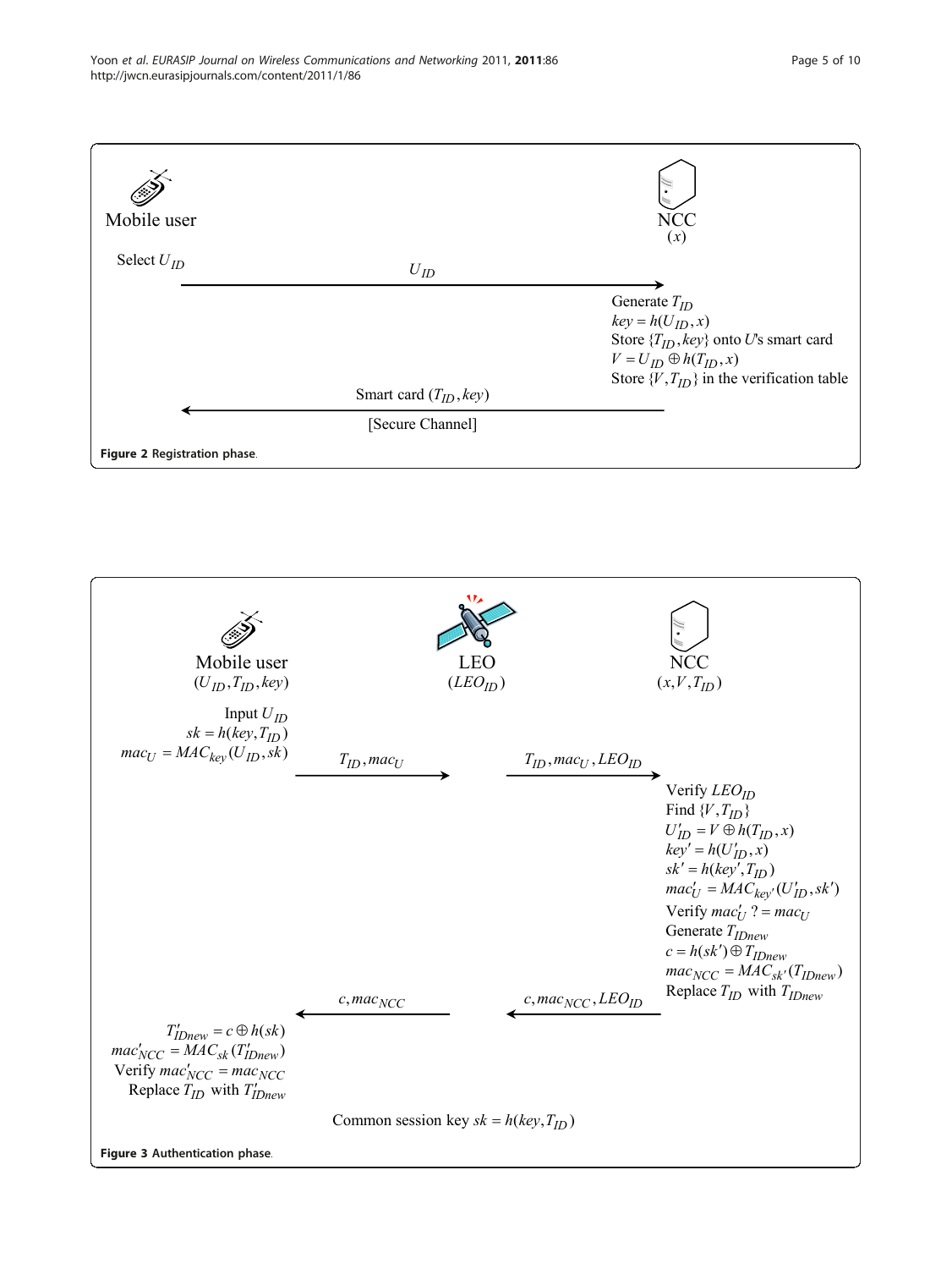Mobile user

NCC
($x$)

Select $U_{ID}$

$U_{ID}$ →

Generate $T_{ID}$
$key = h(U_{ID}, x)$
Store $\{T_{ID}, key\}$ onto $U$'s smart card
$V = U_{ID} \oplus h(T_{ID}, x)$
Store $\{V, T_{ID}\}$ in the verification table

← Smart card ($T_{ID}, key$)
[Secure Channel]

**Figure 2** Registration phase.

Mobile user
($U_{ID}, T_{ID}, key$)

LEO
($LEO_{ID}$)

NCC
($x, V, T_{ID}$)

Input $U_{ID}$
$sk = h(key, T_{ID})$
$mac_U = MAC_{key}(U_{ID}, sk)$

$T_{ID}, mac_U$ →

$T_{ID}, mac_U, LEO_{ID}$ →

Verify $LEO_{ID}$
Find $\{V, T_{ID}\}$
$U'_{ID} = V \oplus h(T_{ID}, x)$
$key' = h(U'_{ID}, x)$
$sk' = h(key', T_{ID})$
$mac'_U = MAC_{key'}(U'_{ID}, sk')$
Verify $mac'_U \;?= mac_U$
Generate $T_{IDnew}$
$c = h(sk') \oplus T_{IDnew}$
$mac_{NCC} = MAC_{sk'}(T_{IDnew})$
Replace $T_{ID}$ with $T_{IDnew}$

← $c, mac_{NCC}, LEO_{ID}$

← $c, mac_{NCC}$

$T'_{IDnew} = c \oplus h(sk)$
$mac'_{NCC} = MAC_{sk}(T'_{IDnew})$
Verify $mac'_{NCC} = mac_{NCC}$
Replace $T_{ID}$ with $T'_{IDnew}$

Common session key $sk = h(key, T_{ID})$

**Figure 3** Authentication phase.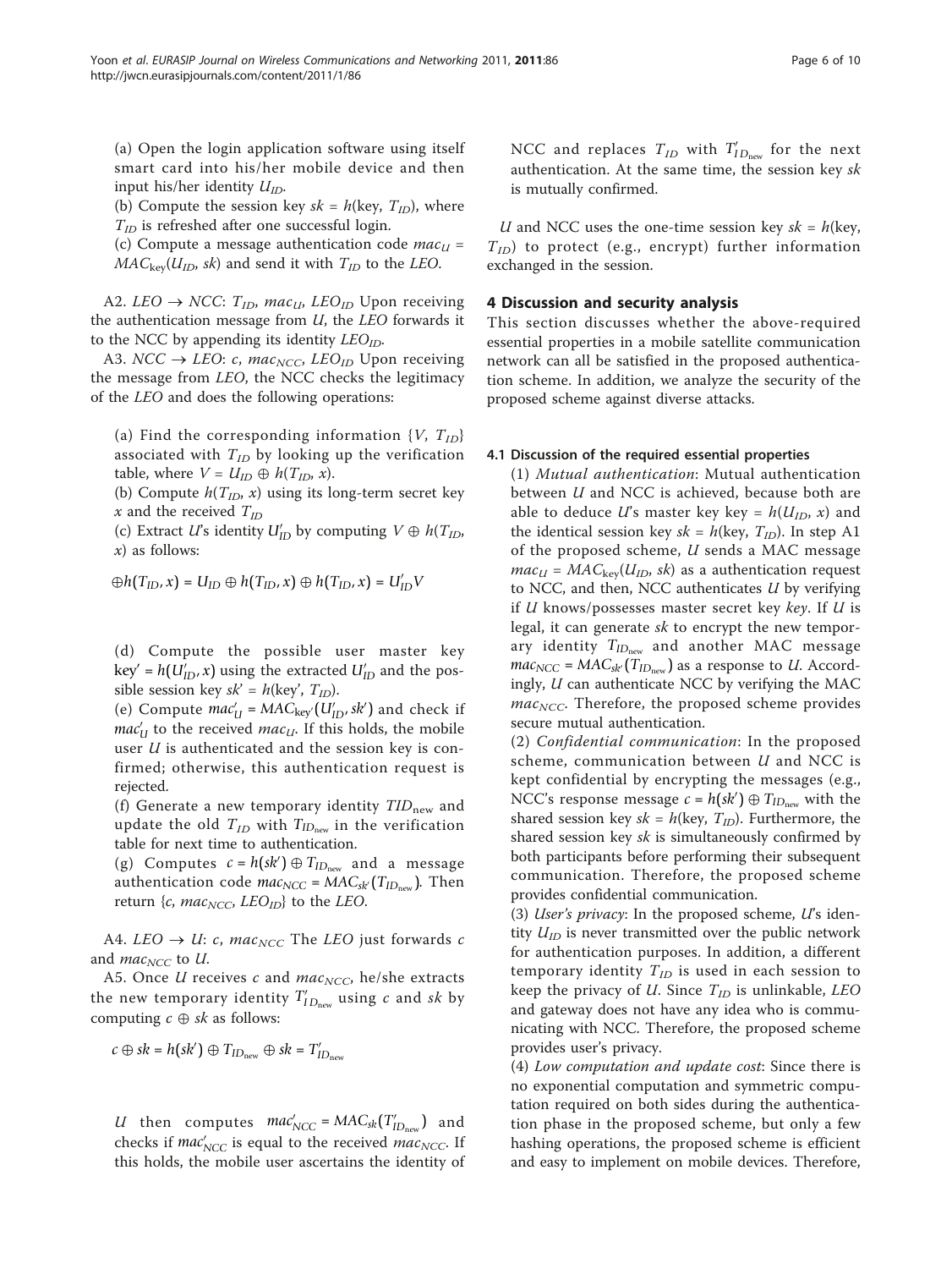(a) Open the login application software using itself smart card into his/her mobile device and then input his/her identity $U_{ID}$.

(b) Compute the session key $sk = h(\text{key}, T_{ID})$, where $T_{ID}$ is refreshed after one successful login.

(c) Compute a message authentication code $mac_U = MAC_{\text{key}}(U_{ID}, sk)$ and send it with $T_{ID}$ to the *LEO*.

A2. *LEO* → *NCC*: $T_{ID}$, $mac_U$, $LEO_{ID}$ Upon receiving the authentication message from *U*, the *LEO* forwards it to the NCC by appending its identity $LEO_{ID}$.

A3. *NCC* → *LEO*: *c*, $mac_{NCC}$, $LEO_{ID}$ Upon receiving the message from *LEO*, the NCC checks the legitimacy of the *LEO* and does the following operations:

(a) Find the corresponding information $\{V, T_{ID}\}$ associated with $T_{ID}$ by looking up the verification table, where $V = U_{ID} \oplus h(T_{ID}, x)$.

(b) Compute $h(T_{ID}, x)$ using its long-term secret key $x$ and the received $T_{ID}$

(c) Extract *U*'s identity $U'_{ID}$ by computing $V \oplus h(T_{ID}, x)$ as follows:

$$\oplus h(T_{ID}, x) = U_{ID} \oplus h(T_{ID}, x) \oplus h(T_{ID}, x) = U'_{ID}V$$

(d) Compute the possible user master key $\text{key}' = h(U'_{ID}, x)$ using the extracted $U'_{ID}$ and the possible session key $sk' = h(\text{key}', T_{ID})$.

(e) Compute $mac'_U = MAC_{\text{key}'}(U'_{ID}, sk')$ and check if $mac'_U$ to the received $mac_U$. If this holds, the mobile user *U* is authenticated and the session key is confirmed; otherwise, this authentication request is rejected.

(f) Generate a new temporary identity $TID_{\text{new}}$ and update the old $T_{ID}$ with $T_{ID_{\text{new}}}$ in the verification table for next time to authentication.

(g) Computes $c = h(sk') \oplus T_{ID_{\text{new}}}$ and a message authentication code $mac_{NCC} = MAC_{sk'}(T_{ID_{\text{new}}})$. Then return $\{c, mac_{NCC}, LEO_{ID}\}$ to the *LEO*.

A4. *LEO* → *U*: *c*, $mac_{NCC}$ The *LEO* just forwards *c* and $mac_{NCC}$ to *U*.

A5. Once *U* receives *c* and $mac_{NCC}$, he/she extracts the new temporary identity $T'_{ID_{\text{new}}}$ using *c* and *sk* by computing $c \oplus sk$ as follows:

$$c \oplus sk = h(sk') \oplus T_{ID_{\text{new}}} \oplus sk = T'_{ID_{\text{new}}}$$

*U* then computes $mac'_{NCC} = MAC_{sk}(T'_{ID_{\text{new}}})$ and checks if $mac'_{NCC}$ is equal to the received $mac_{NCC}$. If this holds, the mobile user ascertains the identity of NCC and replaces $T_{ID}$ with $T'_{ID_{\text{new}}}$ for the next authentication. At the same time, the session key *sk* is mutually confirmed.

*U* and NCC uses the one-time session key $sk = h(\text{key}, T_{ID})$ to protect (e.g., encrypt) further information exchanged in the session.

## 4 Discussion and security analysis

This section discusses whether the above-required essential properties in a mobile satellite communication network can all be satisfied in the proposed authentication scheme. In addition, we analyze the security of the proposed scheme against diverse attacks.

### 4.1 Discussion of the required essential properties

(1) *Mutual authentication*: Mutual authentication between *U* and NCC is achieved, because both are able to deduce *U*'s master key $\text{key} = h(U_{ID}, x)$ and the identical session key $sk = h(\text{key}, T_{ID})$. In step A1 of the proposed scheme, *U* sends a MAC message $mac_U = MAC_{\text{key}}(U_{ID}, sk)$ as a authentication request to NCC, and then, NCC authenticates *U* by verifying if *U* knows/possesses master secret key *key*. If *U* is legal, it can generate *sk* to encrypt the new temporary identity $T_{ID_{\text{new}}}$ and another MAC message $mac_{NCC} = MAC_{sk'}(T_{ID_{\text{new}}})$ as a response to *U*. Accordingly, *U* can authenticate NCC by verifying the MAC $mac_{NCC}$. Therefore, the proposed scheme provides secure mutual authentication.

(2) *Confidential communication*: In the proposed scheme, communication between *U* and NCC is kept confidential by encrypting the messages (e.g., NCC's response message $c = h(sk') \oplus T_{ID_{\text{new}}}$ with the shared session key $sk = h(\text{key}, T_{ID})$. Furthermore, the shared session key *sk* is simultaneously confirmed by both participants before performing their subsequent communication. Therefore, the proposed scheme provides confidential communication.

(3) *User's privacy*: In the proposed scheme, *U*'s identity $U_{ID}$ is never transmitted over the public network for authentication purposes. In addition, a different temporary identity $T_{ID}$ is used in each session to keep the privacy of *U*. Since $T_{ID}$ is unlinkable, *LEO* and gateway does not have any idea who is communicating with NCC. Therefore, the proposed scheme provides user's privacy.

(4) *Low computation and update cost*: Since there is no exponential computation and symmetric computation required on both sides during the authentication phase in the proposed scheme, but only a few hashing operations, the proposed scheme is efficient and easy to implement on mobile devices. Therefore,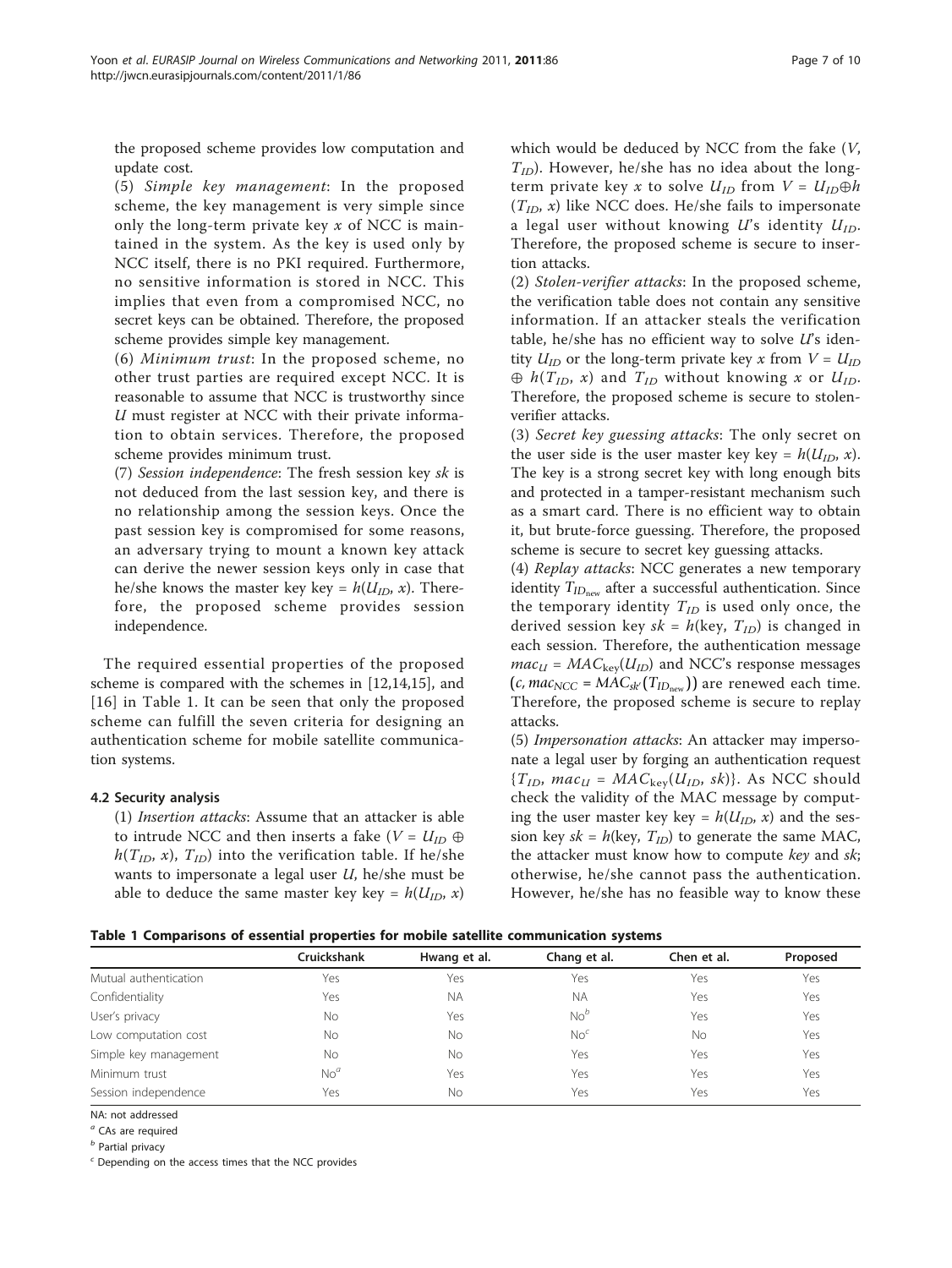the proposed scheme provides low computation and update cost.

(5) *Simple key management*: In the proposed scheme, the key management is very simple since only the long-term private key $x$ of NCC is maintained in the system. As the key is used only by NCC itself, there is no PKI required. Furthermore, no sensitive information is stored in NCC. This implies that even from a compromised NCC, no secret keys can be obtained. Therefore, the proposed scheme provides simple key management.

(6) *Minimum trust*: In the proposed scheme, no other trust parties are required except NCC. It is reasonable to assume that NCC is trustworthy since $U$ must register at NCC with their private information to obtain services. Therefore, the proposed scheme provides minimum trust.

(7) *Session independence*: The fresh session key $sk$ is not deduced from the last session key, and there is no relationship among the session keys. Once the past session key is compromised for some reasons, an adversary trying to mount a known key attack can derive the newer session keys only in case that he/she knows the master key key = $h(U_{ID}, x)$. Therefore, the proposed scheme provides session independence.

The required essential properties of the proposed scheme is compared with the schemes in [12,14,15], and [16] in Table 1. It can be seen that only the proposed scheme can fulfill the seven criteria for designing an authentication scheme for mobile satellite communication systems.

### 4.2 Security analysis

(1) *Insertion attacks*: Assume that an attacker is able to intrude NCC and then inserts a fake ($V = U_{ID} \oplus h(T_{ID}, x)$, $T_{ID}$) into the verification table. If he/she wants to impersonate a legal user $U$, he/she must be able to deduce the same master key key = $h(U_{ID}, x)$ which would be deduced by NCC from the fake ($V$, $T_{ID}$). However, he/she has no idea about the long-term private key $x$ to solve $U_{ID}$ from $V = U_{ID} \oplus h(T_{ID}, x)$ like NCC does. He/she fails to impersonate a legal user without knowing $U$'s identity $U_{ID}$. Therefore, the proposed scheme is secure to insertion attacks.

(2) *Stolen-verifier attacks*: In the proposed scheme, the verification table does not contain any sensitive information. If an attacker steals the verification table, he/she has no efficient way to solve $U$'s identity $U_{ID}$ or the long-term private key $x$ from $V = U_{ID} \oplus h(T_{ID}, x)$ and $T_{ID}$ without knowing $x$ or $U_{ID}$. Therefore, the proposed scheme is secure to stolen-verifier attacks.

(3) *Secret key guessing attacks*: The only secret on the user side is the user master key key = $h(U_{ID}, x)$. The key is a strong secret key with long enough bits and protected in a tamper-resistant mechanism such as a smart card. There is no efficient way to obtain it, but brute-force guessing. Therefore, the proposed scheme is secure to secret key guessing attacks.

(4) *Replay attacks*: NCC generates a new temporary identity $T_{ID_{\text{new}}}$ after a successful authentication. Since the temporary identity $T_{ID}$ is used only once, the derived session key $sk = h(\text{key}, T_{ID})$ is changed in each session. Therefore, the authentication message $mac_U = MAC_{\text{key}}(U_{ID})$ and NCC's response messages $(c, mac_{NCC} = MAC_{sk'}(T_{ID_{\text{new}}}))$ are renewed each time. Therefore, the proposed scheme is secure to replay attacks.

(5) *Impersonation attacks*: An attacker may impersonate a legal user by forging an authentication request $\{T_{ID}, mac_U = MAC_{\text{key}}(U_{ID}, sk)\}$. As NCC should check the validity of the MAC message by computing the user master key key = $h(U_{ID}, x)$ and the session key $sk = h(\text{key}, T_{ID})$ to generate the same MAC, the attacker must know how to compute *key* and *sk*; otherwise, he/she cannot pass the authentication. However, he/she has no feasible way to know these

**Table 1 Comparisons of essential properties for mobile satellite communication systems**

| | Cruickshank | Hwang et al. | Chang et al. | Chen et al. | Proposed |
|---|---|---|---|---|---|
| Mutual authentication | Yes | Yes | Yes | Yes | Yes |
| Confidentiality | Yes | NA | NA | Yes | Yes |
| User's privacy | No | Yes | No[b] | Yes | Yes |
| Low computation cost | No | No | No[c] | No | Yes |
| Simple key management | No | No | Yes | Yes | Yes |
| Minimum trust | No[a] | Yes | Yes | Yes | Yes |
| Session independence | Yes | No | Yes | Yes | Yes |

NA: not addressed

[a] CAs are required

[b] Partial privacy

[c] Depending on the access times that the NCC provides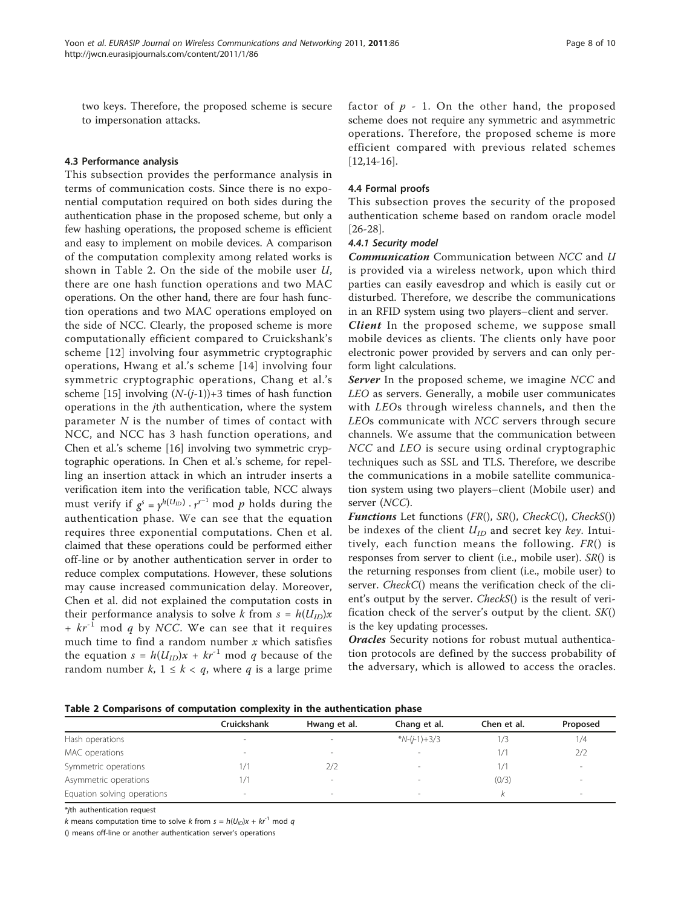two keys. Therefore, the proposed scheme is secure to impersonation attacks.

### 4.3 Performance analysis

This subsection provides the performance analysis in terms of communication costs. Since there is no exponential computation required on both sides during the authentication phase in the proposed scheme, but only a few hashing operations, the proposed scheme is efficient and easy to implement on mobile devices. A comparison of the computation complexity among related works is shown in Table 2. On the side of the mobile user $U$, there are one hash function operations and two MAC operations. On the other hand, there are four hash function operations and two MAC operations employed on the side of NCC. Clearly, the proposed scheme is more computationally efficient compared to Cruickshank's scheme [12] involving four asymmetric cryptographic operations, Hwang et al.'s scheme [14] involving four symmetric cryptographic operations, Chang et al.'s scheme [15] involving $(N-(j-1))+3$ times of hash function operations in the $j$th authentication, where the system parameter $N$ is the number of times of contact with NCC, and NCC has 3 hash function operations, and Chen et al.'s scheme [16] involving two symmetric cryptographic operations. In Chen et al.'s scheme, for repelling an insertion attack in which an intruder inserts a verification item into the verification table, NCC always must verify if $g^s = y^{h(U_{ID})} \cdot r^{r^{-1}} \bmod p$ holds during the authentication phase. We can see that the equation requires three exponential computations. Chen et al. claimed that these operations could be performed either off-line or by another authentication server in order to reduce complex computations. However, these solutions may cause increased communication delay. Moreover, Chen et al. did not explained the computation costs in their performance analysis to solve $k$ from $s = h(U_{ID})x + kr^{-1} \bmod q$ by $NCC$. We can see that it requires much time to find a random number $x$ which satisfies the equation $s = h(U_{ID})x + kr^{-1} \bmod q$ because of the random number $k$, $1 \le k < q$, where $q$ is a large prime factor of $p$ - 1. On the other hand, the proposed scheme does not require any symmetric and asymmetric operations. Therefore, the proposed scheme is more efficient compared with previous related schemes [12,14-16].

### 4.4 Formal proofs

This subsection proves the security of the proposed authentication scheme based on random oracle model [26-28].

#### 4.4.1 Security model

***Communication*** Communication between $NCC$ and $U$ is provided via a wireless network, upon which third parties can easily eavesdrop and which is easily cut or disturbed. Therefore, we describe the communications in an RFID system using two players–client and server.

***Client*** In the proposed scheme, we suppose small mobile devices as clients. The clients only have poor electronic power provided by servers and can only perform light calculations.

***Server*** In the proposed scheme, we imagine $NCC$ and $LEO$ as servers. Generally, a mobile user communicates with $LEO$s through wireless channels, and then the $LEO$s communicate with $NCC$ servers through secure channels. We assume that the communication between $NCC$ and $LEO$ is secure using ordinal cryptographic techniques such as SSL and TLS. Therefore, we describe the communications in a mobile satellite communication system using two players–client (Mobile user) and server ($NCC$).

***Functions*** Let functions ($FR()$, $SR()$, $CheckC()$, $CheckS()$) be indexes of the client $U_{ID}$ and secret key $key$. Intuitively, each function means the following. $FR()$ is responses from server to client (i.e., mobile user). $SR()$ is the returning responses from client (i.e., mobile user) to server. $CheckC()$ means the verification check of the client's output by the server. $CheckS()$ is the result of verification check of the server's output by the client. $SK()$ is the key updating processes.

***Oracles*** Security notions for robust mutual authentication protocols are defined by the success probability of the adversary, which is allowed to access the oracles.

**Table 2 Comparisons of computation complexity in the authentication phase**

| | Cruickshank | Hwang et al. | Chang et al. | Chen et al. | Proposed |
|---|---|---|---|---|---|
| Hash operations | - | - | *N-(j-1)+3/3 | 1/3 | 1/4 |
| MAC operations | - | - | - | 1/1 | 2/2 |
| Symmetric operations | 1/1 | 2/2 | - | 1/1 | - |
| Asymmetric operations | 1/1 | - | - | (0/3) | - |
| Equation solving operations | - | - | - | $k$ | - |

*jth authentication request

$k$ means computation time to solve $k$ from $s = h(U_{ID})x + kr^{-1} \bmod q$

() means off-line or another authentication server's operations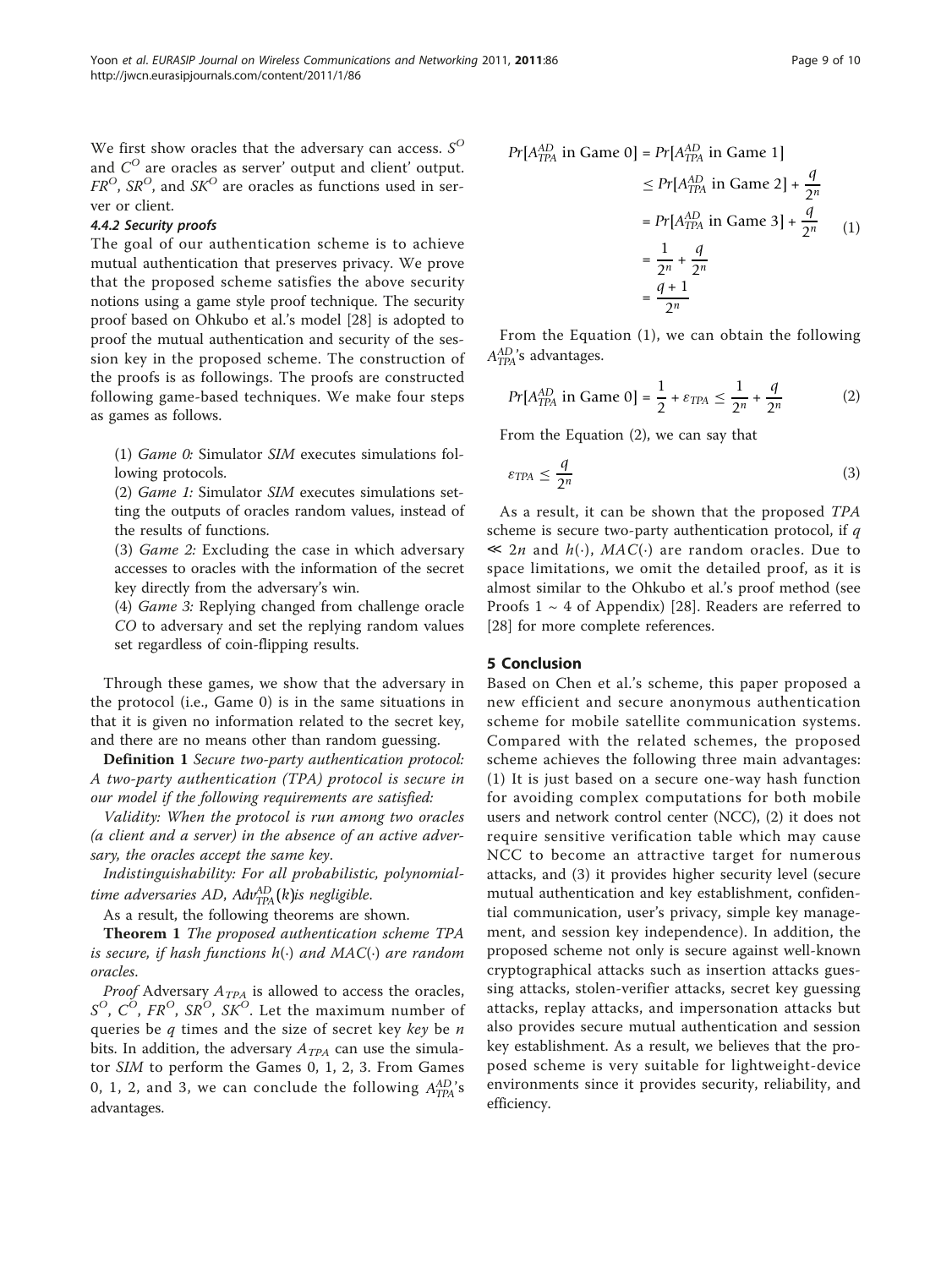We first show oracles that the adversary can access. $S^O$ and $C^O$ are oracles as server' output and client' output. $FR^O$, $SR^O$, and $SK^O$ are oracles as functions used in server or client.

#### 4.4.2 Security proofs

The goal of our authentication scheme is to achieve mutual authentication that preserves privacy. We prove that the proposed scheme satisfies the above security notions using a game style proof technique. The security proof based on Ohkubo et al.'s model [28] is adopted to proof the mutual authentication and security of the session key in the proposed scheme. The construction of the proofs is as followings. The proofs are constructed following game-based techniques. We make four steps as games as follows.

(1) *Game 0:* Simulator *SIM* executes simulations following protocols.

(2) *Game 1:* Simulator *SIM* executes simulations setting the outputs of oracles random values, instead of the results of functions.

(3) *Game 2:* Excluding the case in which adversary accesses to oracles with the information of the secret key directly from the adversary's win.

(4) *Game 3:* Replying changed from challenge oracle *CO* to adversary and set the replying random values set regardless of coin-flipping results.

Through these games, we show that the adversary in the protocol (i.e., Game 0) is in the same situations in that it is given no information related to the secret key, and there are no means other than random guessing.

**Definition 1** *Secure two-party authentication protocol: A two-party authentication (TPA) protocol is secure in our model if the following requirements are satisfied:*

*Validity: When the protocol is run among two oracles (a client and a server) in the absence of an active adversary, the oracles accept the same key.*

*Indistinguishability: For all probabilistic, polynomial-time adversaries AD,* $Adv_{TPA}^{AD}(k)$ *is negligible.*

As a result, the following theorems are shown.

**Theorem 1** *The proposed authentication scheme TPA is secure, if hash functions* $h(\cdot)$ *and* $MAC(\cdot)$ *are random oracles.*

*Proof* Adversary $A_{TPA}$ is allowed to access the oracles, $S^O$, $C^O$, $FR^O$, $SR^O$, $SK^O$. Let the maximum number of queries be $q$ times and the size of secret key *key* be $n$ bits. In addition, the adversary $A_{TPA}$ can use the simulator *SIM* to perform the Games 0, 1, 2, 3. From Games 0, 1, 2, and 3, we can conclude the following $A_{TPA}^{AD}$'s advantages.

$$\begin{aligned} Pr[A_{TPA}^{AD} \text{ in Game 0}] &= Pr[A_{TPA}^{AD} \text{ in Game 1}] \\ &\leq Pr[A_{TPA}^{AD} \text{ in Game 2}] + \frac{q}{2^n} \\ &= Pr[A_{TPA}^{AD} \text{ in Game 3}] + \frac{q}{2^n} \\ &= \frac{1}{2^n} + \frac{q}{2^n} \\ &= \frac{q+1}{2^n} \end{aligned} \tag{1}$$

From the Equation (1), we can obtain the following $A_{TPA}^{AD}$'s advantages.

$$Pr[A_{TPA}^{AD} \text{ in Game 0}] = \frac{1}{2} + \varepsilon_{TPA} \leq \frac{1}{2^n} + \frac{q}{2^n} \tag{2}$$

From the Equation (2), we can say that

$$\varepsilon_{TPA} \leq \frac{q}{2^n} \tag{3}$$

As a result, it can be shown that the proposed *TPA* scheme is secure two-party authentication protocol, if $q \ll 2n$ and $h(\cdot)$, $MAC(\cdot)$ are random oracles. Due to space limitations, we omit the detailed proof, as it is almost similar to the Ohkubo et al.'s proof method (see Proofs 1 ~ 4 of Appendix) [28]. Readers are referred to [28] for more complete references.

## 5 Conclusion

Based on Chen et al.'s scheme, this paper proposed a new efficient and secure anonymous authentication scheme for mobile satellite communication systems. Compared with the related schemes, the proposed scheme achieves the following three main advantages: (1) It is just based on a secure one-way hash function for avoiding complex computations for both mobile users and network control center (NCC), (2) it does not require sensitive verification table which may cause NCC to become an attractive target for numerous attacks, and (3) it provides higher security level (secure mutual authentication and key establishment, confidential communication, user's privacy, simple key management, and session key independence). In addition, the proposed scheme not only is secure against well-known cryptographical attacks such as insertion attacks guessing attacks, stolen-verifier attacks, secret key guessing attacks, replay attacks, and impersonation attacks but also provides secure mutual authentication and session key establishment. As a result, we believes that the proposed scheme is very suitable for lightweight-device environments since it provides security, reliability, and efficiency.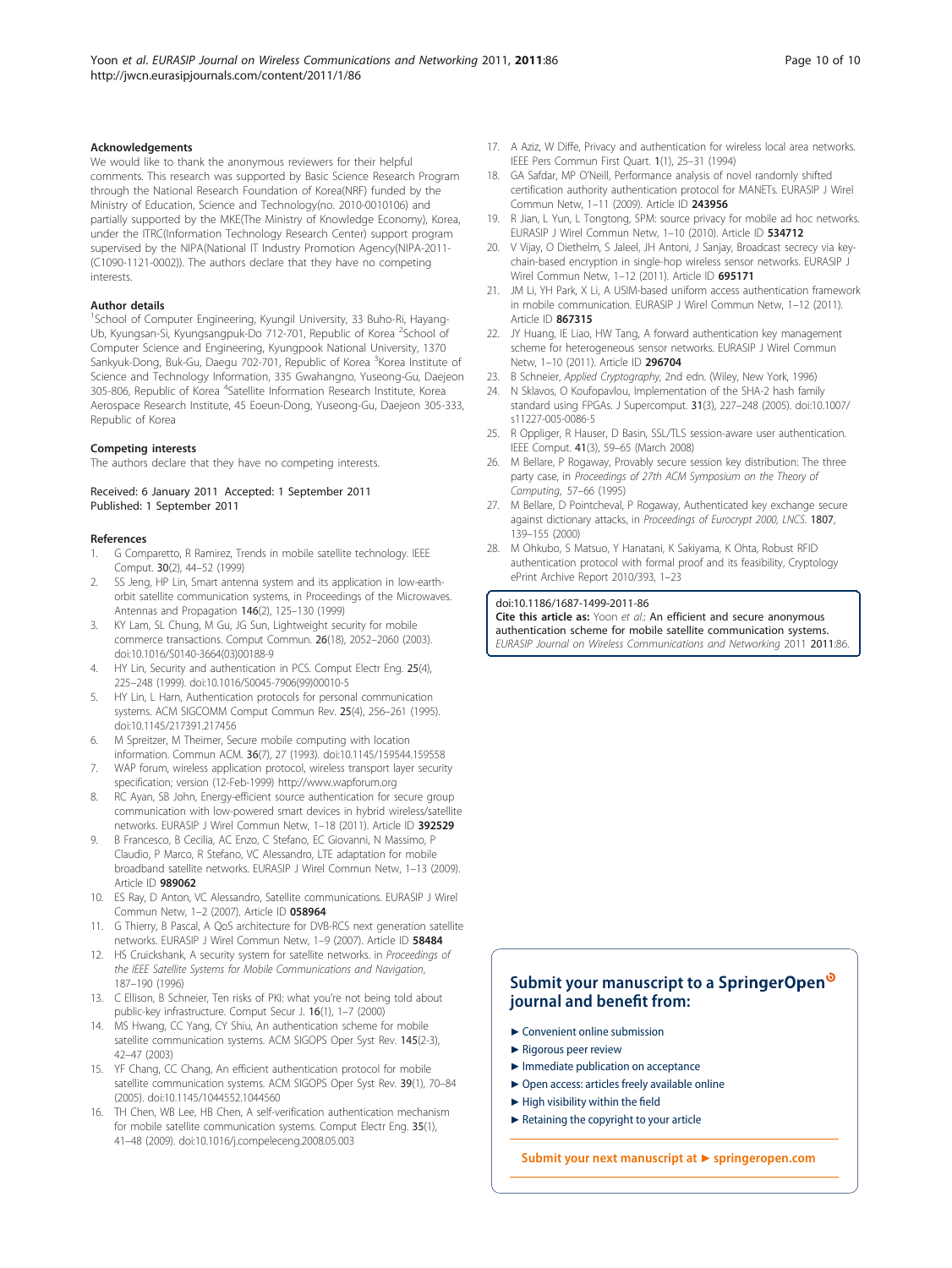### Acknowledgements

We would like to thank the anonymous reviewers for their helpful comments. This research was supported by Basic Science Research Program through the National Research Foundation of Korea(NRF) funded by the Ministry of Education, Science and Technology(no. 2010-0010106) and partially supported by the MKE(The Ministry of Knowledge Economy), Korea, under the ITRC(Information Technology Research Center) support program supervised by the NIPA(National IT Industry Promotion Agency(NIPA-2011-(C1090-1121-0002)). The authors declare that they have no competing interests.

### Author details

[1]School of Computer Engineering, Kyungil University, 33 Buho-Ri, Hayang-Ub, Kyungsan-Si, Kyungsangpuk-Do 712-701, Republic of Korea [2]School of Computer Science and Engineering, Kyungpook National University, 1370 Sankyuk-Dong, Buk-Gu, Daegu 702-701, Republic of Korea [3]Korea Institute of Science and Technology Information, 335 Gwahangno, Yuseong-Gu, Daejeon 305-806, Republic of Korea [4]Satellite Information Research Institute, Korea Aerospace Research Institute, 45 Eoeun-Dong, Yuseong-Gu, Daejeon 305-333, Republic of Korea

### Competing interests

The authors declare that they have no competing interests.

Received: 6 January 2011 Accepted: 1 September 2011
Published: 1 September 2011

### References

1. G Comparetto, R Ramirez, Trends in mobile satellite technology. IEEE Comput. **30**(2), 44–52 (1999)
2. SS Jeng, HP Lin, Smart antenna system and its application in low-earth-orbit satellite communication systems, in Proceedings of the Microwaves. Antennas and Propagation **146**(2), 125–130 (1999)
3. KY Lam, SL Chung, M Gu, JG Sun, Lightweight security for mobile commerce transactions. Comput Commun. **26**(18), 2052–2060 (2003). doi:10.1016/S0140-3664(03)00188-9
4. HY Lin, Security and authentication in PCS. Comput Electr Eng. **25**(4), 225–248 (1999). doi:10.1016/S0045-7906(99)00010-5
5. HY Lin, L Harn, Authentication protocols for personal communication systems. ACM SIGCOMM Comput Commun Rev. **25**(4), 256–261 (1995). doi:10.1145/217391.217456
6. M Spreitzer, M Theimer, Secure mobile computing with location information. Commun ACM. **36**(7), 27 (1993). doi:10.1145/159544.159558
7. WAP forum, wireless application protocol, wireless transport layer security specification; version (12-Feb-1999) http://www.wapforum.org
8. RC Ayan, SB John, Energy-efficient source authentication for secure group communication with low-powered smart devices in hybrid wireless/satellite networks. EURASIP J Wirel Commun Netw, 1–18 (2011). Article ID **392529**
9. B Francesco, B Cecilia, AC Enzo, C Stefano, EC Giovanni, N Massimo, P Claudio, P Marco, R Stefano, VC Alessandro, LTE adaptation for mobile broadband satellite networks. EURASIP J Wirel Commun Netw, 1–13 (2009). Article ID **989062**
10. ES Ray, D Anton, VC Alessandro, Satellite communications. EURASIP J Wirel Commun Netw, 1–2 (2007). Article ID **058964**
11. G Thierry, B Pascal, A QoS architecture for DVB-RCS next generation satellite networks. EURASIP J Wirel Commun Netw, 1–9 (2007). Article ID **58484**
12. HS Cruickshank, A security system for satellite networks. in *Proceedings of the IEEE Satellite Systems for Mobile Communications and Navigation*, 187–190 (1996)
13. C Ellison, B Schneier, Ten risks of PKI: what you're not being told about public-key infrastructure. Comput Secur J. **16**(1), 1–7 (2000)
14. MS Hwang, CC Yang, CY Shiu, An authentication scheme for mobile satellite communication systems. ACM SIGOPS Oper Syst Rev. **145**(2-3), 42–47 (2003)
15. YF Chang, CC Chang, An efficient authentication protocol for mobile satellite communication systems. ACM SIGOPS Oper Syst Rev. **39**(1), 70–84 (2005). doi:10.1145/1044552.1044560
16. TH Chen, WB Lee, HB Chen, A self-verification authentication mechanism for mobile satellite communication systems. Comput Electr Eng. **35**(1), 41–48 (2009). doi:10.1016/j.compeleceng.2008.05.003
17. A Aziz, W Diffe, Privacy and authentication for wireless local area networks. IEEE Pers Commun First Quart. **1**(1), 25–31 (1994)
18. GA Safdar, MP O'Neill, Performance analysis of novel randomly shifted certification authority authentication protocol for MANETs. EURASIP J Wirel Commun Netw, 1–11 (2009). Article ID **243956**
19. R Jian, L Yun, L Tongtong, SPM: source privacy for mobile ad hoc networks. EURASIP J Wirel Commun Netw, 1–10 (2010). Article ID **534712**
20. V Vijay, O Diethelm, S Jaleel, JH Antoni, J Sanjay, Broadcast secrecy via key-chain-based encryption in single-hop wireless sensor networks. EURASIP J Wirel Commun Netw, 1–12 (2011). Article ID **695171**
21. JM Li, YH Park, X Li, A USIM-based uniform access authentication framework in mobile communication. EURASIP J Wirel Commun Netw, 1–12 (2011). Article ID **867315**
22. JY Huang, IE Liao, HW Tang, A forward authentication key management scheme for heterogeneous sensor networks. EURASIP J Wirel Commun Netw, 1–10 (2011). Article ID **296704**
23. B Schneier, *Applied Cryptography*, 2nd edn. (Wiley, New York, 1996)
24. N Sklavos, O Koufopavlou, Implementation of the SHA-2 hash family standard using FPGAs. J Supercomput. **31**(3), 227–248 (2005). doi:10.1007/s11227-005-0086-5
25. R Oppliger, R Hauser, D Basin, SSL/TLS session-aware user authentication. IEEE Comput. **41**(3), 59–65 (March 2008)
26. M Bellare, P Rogaway, Provably secure session key distribution: The three party case, in *Proceedings of 27th ACM Symposium on the Theory of Computing*, 57–66 (1995)
27. M Bellare, D Pointcheval, P Rogaway, Authenticated key exchange secure against dictionary attacks, in *Proceedings of Eurocrypt 2000, LNCS*. **1807**, 139–155 (2000)
28. M Ohkubo, S Matsuo, Y Hanatani, K Sakiyama, K Ohta, Robust RFID authentication protocol with formal proof and its feasibility, Cryptology ePrint Archive Report 2010/393, 1–23

doi:10.1186/1687-1499-2011-86
**Cite this article as:** Yoon *et al.*: An efficient and secure anonymous authentication scheme for mobile satellite communication systems. *EURASIP Journal on Wireless Communications and Networking* 2011 **2011**:86.

**Submit your manuscript to a SpringerOpen journal and benefit from:**

- Convenient online submission
- Rigorous peer review
- Immediate publication on acceptance
- Open access: articles freely available online
- High visibility within the field
- Retaining the copyright to your article

**Submit your next manuscript at ► springeropen.com**